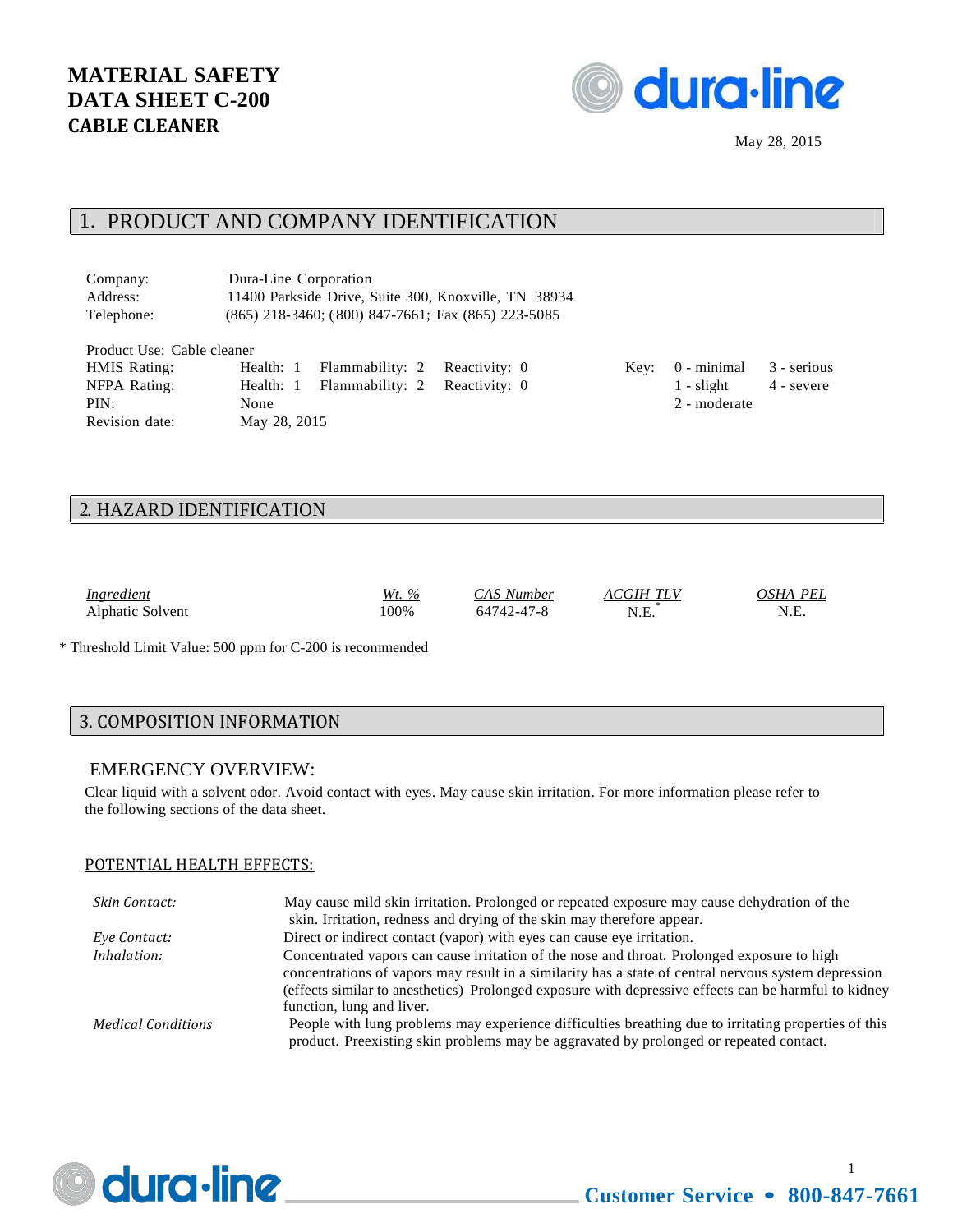# MATERIAL SAFETY DATA SHEET C-200
# CABLE CLEANER

May 28, 2015

## 1. PRODUCT AND COMPANY IDENTIFICATION

Company: Dura-Line Corporation
Address: 11400 Parkside Drive, Suite 300, Knoxville, TN 38934
Telephone: (865) 218-3460; (800) 847-7661; Fax (865) 223-5085

Product Use: Cable cleaner

| | | | | Key: | |
|---|---|---|---|---|---|
| HMIS Rating: | Health: 1 | Flammability: 2 | Reactivity: 0 | 0 - minimal | 3 - serious |
| NFPA Rating: | Health: 1 | Flammability: 2 | Reactivity: 0 | 1 - slight | 4 - severe |
| PIN: | None | | | 2 - moderate | |
| Revision date: | May 28, 2015 | | | | |

## 2. HAZARD IDENTIFICATION

| *Ingredient* | *Wt. %* | *CAS Number* | *ACGIH TLV* | *OSHA PEL* |
|---|---|---|---|---|
| Alphatic Solvent | 100% | 64742-47-8 | N.E.* | N.E. |

* Threshold Limit Value: 500 ppm for C-200 is recommended

## 3. COMPOSITION INFORMATION

### EMERGENCY OVERVIEW:

Clear liquid with a solvent odor. Avoid contact with eyes. May cause skin irritation. For more information please refer to the following sections of the data sheet.

### POTENTIAL HEALTH EFFECTS:

*Skin Contact:* May cause mild skin irritation. Prolonged or repeated exposure may cause dehydration of the skin. Irritation, redness and drying of the skin may therefore appear.

*Eye Contact:* Direct or indirect contact (vapor) with eyes can cause eye irritation.

*Inhalation:* Concentrated vapors can cause irritation of the nose and throat. Prolonged exposure to high concentrations of vapors may result in a similarity has a state of central nervous system depression (effects similar to anesthetics) Prolonged exposure with depressive effects can be harmful to kidney function, lung and liver.

*Medical Conditions* People with lung problems may experience difficulties breathing due to irritating properties of this product. Preexisting skin problems may be aggravated by prolonged or repeated contact.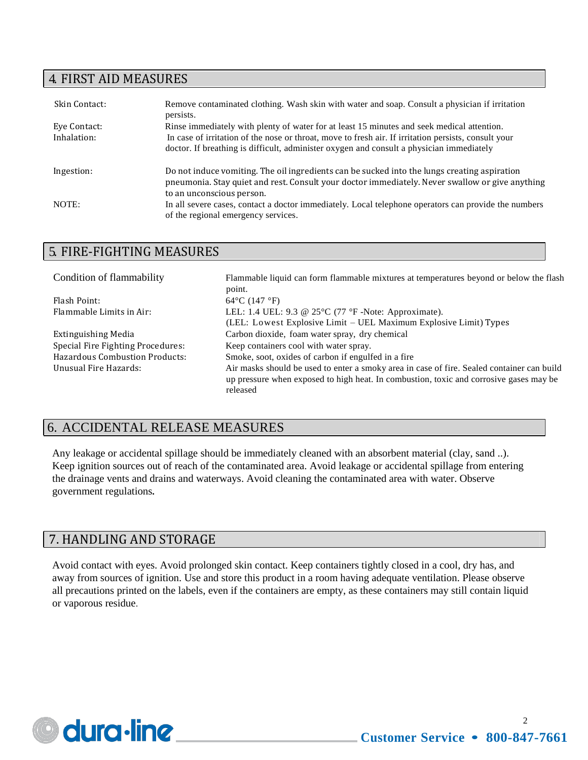## 4. FIRST AID MEASURES

| | |
|---|---|
| Skin Contact: | Remove contaminated clothing. Wash skin with water and soap. Consult a physician if irritation persists. |
| Eye Contact: | Rinse immediately with plenty of water for at least 15 minutes and seek medical attention. |
| Inhalation: | In case of irritation of the nose or throat, move to fresh air. If irritation persists, consult your doctor. If breathing is difficult, administer oxygen and consult a physician immediately |
| Ingestion: | Do not induce vomiting. The oil ingredients can be sucked into the lungs creating aspiration pneumonia. Stay quiet and rest. Consult your doctor immediately. Never swallow or give anything to an unconscious person. |
| NOTE: | In all severe cases, contact a doctor immediately. Local telephone operators can provide the numbers of the regional emergency services. |

## 5. FIRE-FIGHTING MEASURES

| | |
|---|---|
| Condition of flammability | Flammable liquid can form flammable mixtures at temperatures beyond or below the flash point. |
| Flash Point: | 64°C (147 °F) |
| Flammable Limits in Air: | LEL: 1.4 UEL: 9.3 @ 25°C (77 °F -Note: Approximate).<br>(LEL: Lowest Explosive Limit – UEL Maximum Explosive Limit) Types |
| Extinguishing Media | Carbon dioxide, foam water spray, dry chemical |
| Special Fire Fighting Procedures: | Keep containers cool with water spray. |
| Hazardous Combustion Products: | Smoke, soot, oxides of carbon if engulfed in a fire |
| Unusual Fire Hazards: | Air masks should be used to enter a smoky area in case of fire. Sealed container can build up pressure when exposed to high heat. In combustion, toxic and corrosive gases may be released |

## 6. ACCIDENTAL RELEASE MEASURES

Any leakage or accidental spillage should be immediately cleaned with an absorbent material (clay, sand ..). Keep ignition sources out of reach of the contaminated area. Avoid leakage or accidental spillage from entering the drainage vents and drains and waterways. Avoid cleaning the contaminated area with water. Observe government regulations.

## 7. HANDLING AND STORAGE

Avoid contact with eyes. Avoid prolonged skin contact. Keep containers tightly closed in a cool, dry has, and away from sources of ignition. Use and store this product in a room having adequate ventilation. Please observe all precautions printed on the labels, even if the containers are empty, as these containers may still contain liquid or vaporous residue.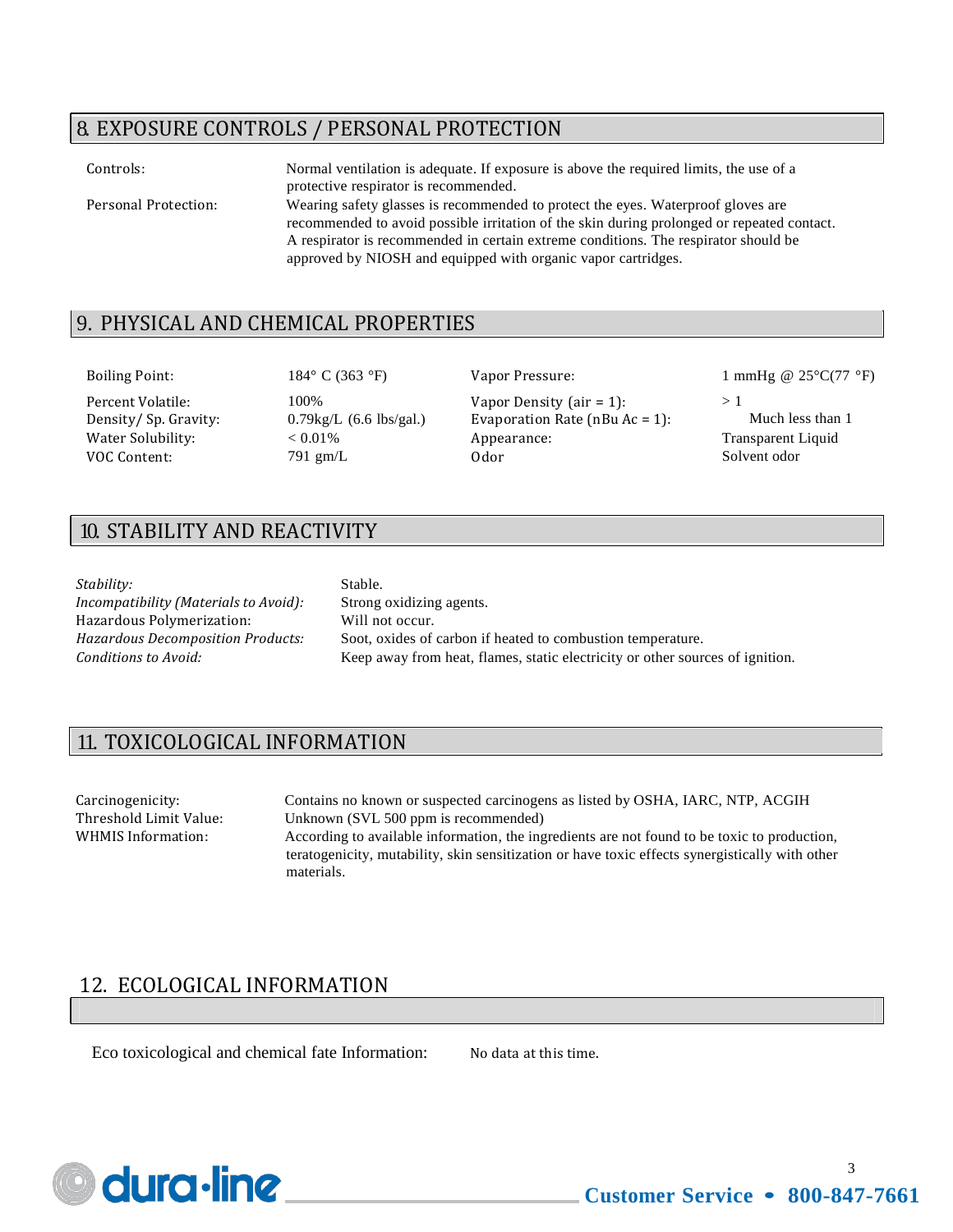## 8. EXPOSURE CONTROLS / PERSONAL PROTECTION

| | |
|---|---|
| Controls: | Normal ventilation is adequate. If exposure is above the required limits, the use of a protective respirator is recommended. |
| Personal Protection: | Wearing safety glasses is recommended to protect the eyes. Waterproof gloves are recommended to avoid possible irritation of the skin during prolonged or repeated contact. A respirator is recommended in certain extreme conditions. The respirator should be approved by NIOSH and equipped with organic vapor cartridges. |

## 9. PHYSICAL AND CHEMICAL PROPERTIES

| | | | |
|---|---|---|---|
| Boiling Point: | 184° C (363 °F) | Vapor Pressure: | 1 mmHg @ 25°C(77 °F) |
| Percent Volatile: | 100% | Vapor Density (air = 1): | > 1 |
| Density/ Sp. Gravity: | 0.79kg/L (6.6 lbs/gal.) | Evaporation Rate (nBu Ac = 1): | Much less than 1 |
| Water Solubility: | < 0.01% | Appearance: | Transparent Liquid |
| VOC Content: | 791 gm/L | Odor | Solvent odor |

## 10. STABILITY AND REACTIVITY

| | |
|---|---|
| *Stability:* | Stable. |
| *Incompatibility (Materials to Avoid):* | Strong oxidizing agents. |
| Hazardous Polymerization: | Will not occur. |
| *Hazardous Decomposition Products:* | Soot, oxides of carbon if heated to combustion temperature. |
| *Conditions to Avoid:* | Keep away from heat, flames, static electricity or other sources of ignition. |

## 11. TOXICOLOGICAL INFORMATION

| | |
|---|---|
| Carcinogenicity: | Contains no known or suspected carcinogens as listed by OSHA, IARC, NTP, ACGIH |
| Threshold Limit Value: | Unknown (SVL 500 ppm is recommended) |
| WHMIS Information: | According to available information, the ingredients are not found to be toxic to production, teratogenicity, mutability, skin sensitization or have toxic effects synergistically with other materials. |

## 12. ECOLOGICAL INFORMATION

Eco toxicological and chemical fate Information: No data at this time.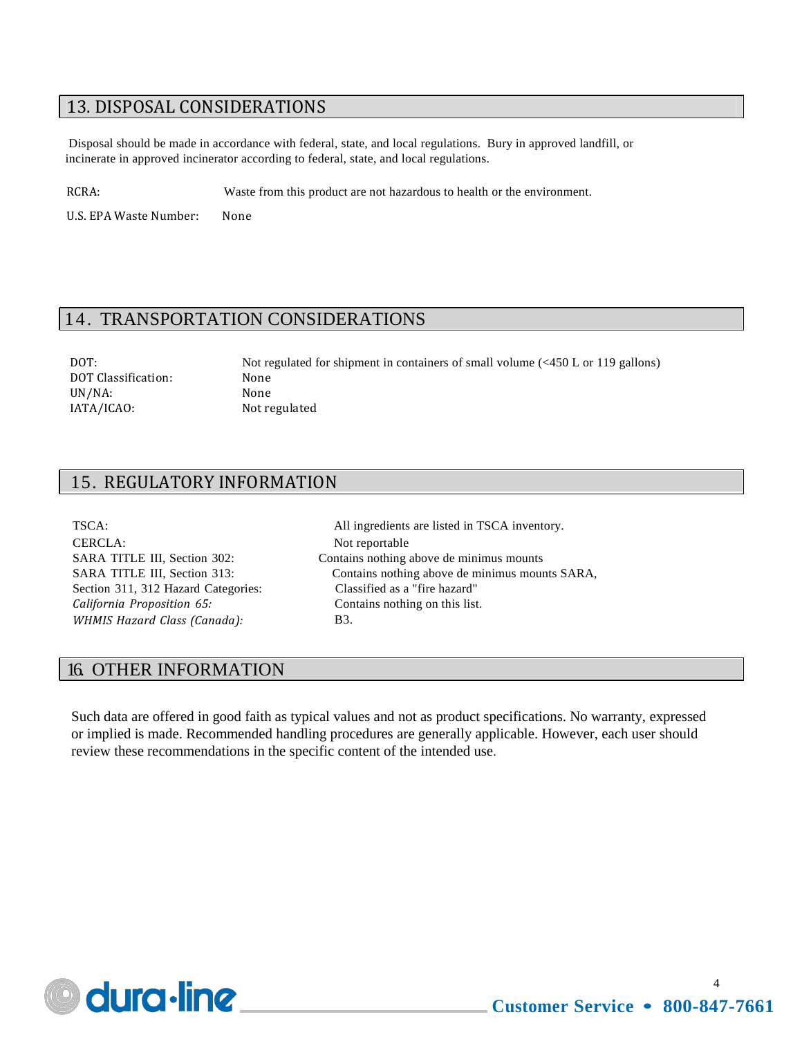## 13. DISPOSAL CONSIDERATIONS

Disposal should be made in accordance with federal, state, and local regulations. Bury in approved landfill, or incinerate in approved incinerator according to federal, state, and local regulations.

| | |
|---|---|
| RCRA: | Waste from this product are not hazardous to health or the environment. |
| U.S. EPA Waste Number: | None |

## 14. TRANSPORTATION CONSIDERATIONS

| | |
|---|---|
| DOT: | Not regulated for shipment in containers of small volume (<450 L or 119 gallons) |
| DOT Classification: | None |
| UN/NA: | None |
| IATA/ICAO: | Not regulated |

## 15. REGULATORY INFORMATION

| | |
|---|---|
| TSCA: | All ingredients are listed in TSCA inventory. |
| CERCLA: | Not reportable |
| SARA TITLE III, Section 302: | Contains nothing above de minimus mounts |
| SARA TITLE III, Section 313: | Contains nothing above de minimus mounts SARA, |
| Section 311, 312 Hazard Categories: | Classified as a "fire hazard" |
| *California Proposition 65:* | Contains nothing on this list. |
| *WHMIS Hazard Class (Canada):* | B3. |

## 16. OTHER INFORMATION

Such data are offered in good faith as typical values and not as product specifications. No warranty, expressed or implied is made. Recommended handling procedures are generally applicable. However, each user should review these recommendations in the specific content of the intended use.

dura-line **Customer Service • 800-847-7661**